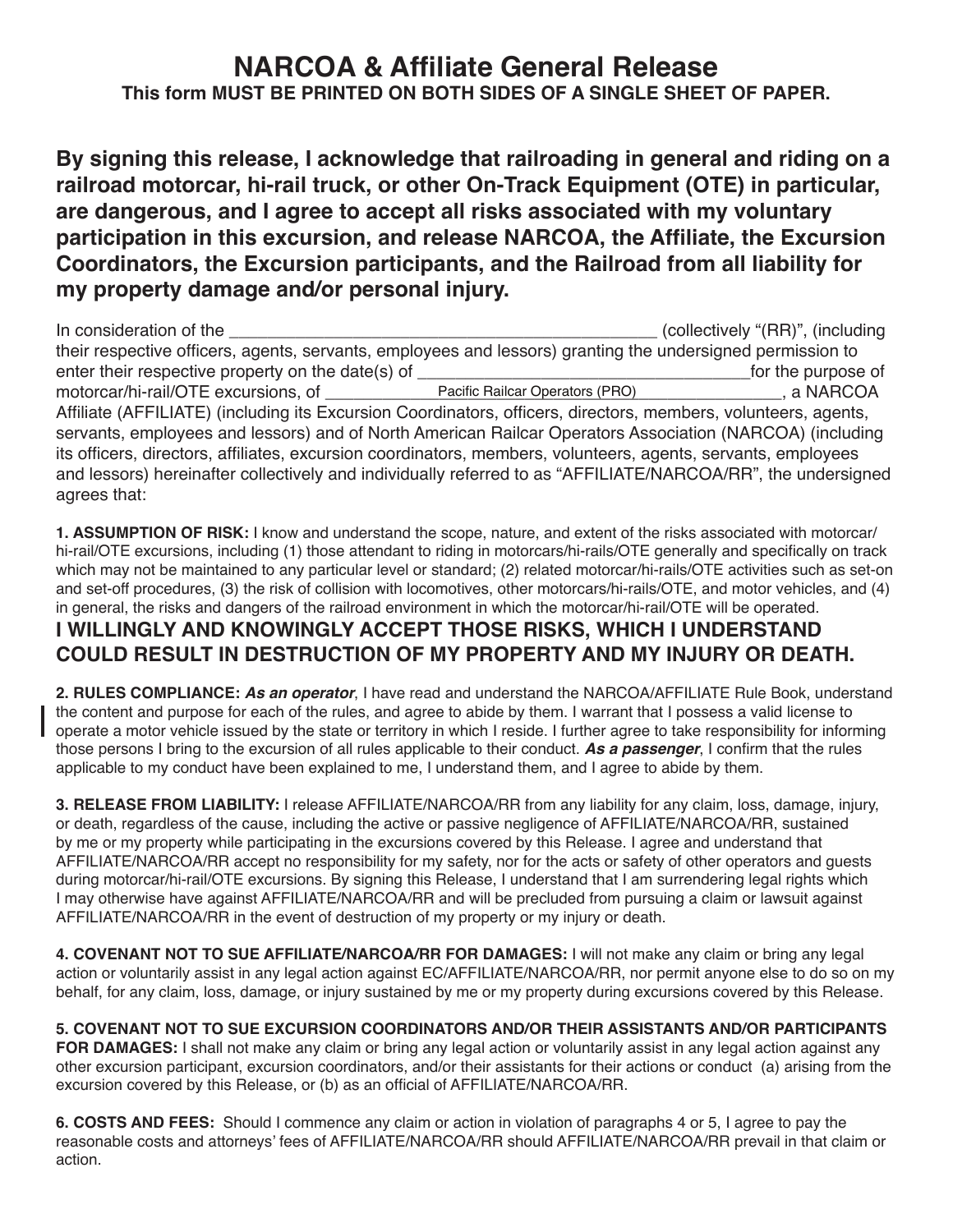# NARCOA & Affiliate General Release

**This form MUST BE PRINTED ON BOTH SIDES OF A SINGLE SHEET OF PAPER.**

**By signing this release, I acknowledge that railroading in general and riding on a railroad motorcar, hi-rail truck, or other On-Track Equipment (OTE) in particular, are dangerous, and I agree to accept all risks associated with my voluntary participation in this excursion, and release NARCOA, the Affiliate, the Excursion Coordinators, the Excursion participants, and the Railroad from all liability for my property damage and/or personal injury.**

In consideration of the ______________________________________________ (collectively "(RR)", (including their respective officers, agents, servants, employees and lessors) granting the undersigned permission to enter their respective property on the date(s) of __________________________________for the purpose of motorcar/hi-rail/OTE excursions, of ____________Pacific Railcar Operators (PRO)________________, a NARCOA Affiliate (AFFILIATE) (including its Excursion Coordinators, officers, directors, members, volunteers, agents, servants, employees and lessors) and of North American Railcar Operators Association (NARCOA) (including its officers, directors, affiliates, excursion coordinators, members, volunteers, agents, servants, employees and lessors) hereinafter collectively and individually referred to as "AFFILIATE/NARCOA/RR", the undersigned agrees that:

**1. ASSUMPTION OF RISK:** I know and understand the scope, nature, and extent of the risks associated with motorcar/ hi-rail/OTE excursions, including (1) those attendant to riding in motorcars/hi-rails/OTE generally and specifically on track which may not be maintained to any particular level or standard; (2) related motorcar/hi-rails/OTE activities such as set-on and set-off procedures, (3) the risk of collision with locomotives, other motorcars/hi-rails/OTE, and motor vehicles, and (4) in general, the risks and dangers of the railroad environment in which the motorcar/hi-rail/OTE will be operated.

**I WILLINGLY AND KNOWINGLY ACCEPT THOSE RISKS, WHICH I UNDERSTAND COULD RESULT IN DESTRUCTION OF MY PROPERTY AND MY INJURY OR DEATH.**

**2. RULES COMPLIANCE:** ***As an operator***, I have read and understand the NARCOA/AFFILIATE Rule Book, understand the content and purpose for each of the rules, and agree to abide by them. I warrant that I possess a valid license to operate a motor vehicle issued by the state or territory in which I reside. I further agree to take responsibility for informing those persons I bring to the excursion of all rules applicable to their conduct. ***As a passenger***, I confirm that the rules applicable to my conduct have been explained to me, I understand them, and I agree to abide by them.

**3. RELEASE FROM LIABILITY:** I release AFFILIATE/NARCOA/RR from any liability for any claim, loss, damage, injury, or death, regardless of the cause, including the active or passive negligence of AFFILIATE/NARCOA/RR, sustained by me or my property while participating in the excursions covered by this Release. I agree and understand that AFFILIATE/NARCOA/RR accept no responsibility for my safety, nor for the acts or safety of other operators and guests during motorcar/hi-rail/OTE excursions. By signing this Release, I understand that I am surrendering legal rights which I may otherwise have against AFFILIATE/NARCOA/RR and will be precluded from pursuing a claim or lawsuit against AFFILIATE/NARCOA/RR in the event of destruction of my property or my injury or death.

**4. COVENANT NOT TO SUE AFFILIATE/NARCOA/RR FOR DAMAGES:** I will not make any claim or bring any legal action or voluntarily assist in any legal action against EC/AFFILIATE/NARCOA/RR, nor permit anyone else to do so on my behalf, for any claim, loss, damage, or injury sustained by me or my property during excursions covered by this Release.

**5. COVENANT NOT TO SUE EXCURSION COORDINATORS AND/OR THEIR ASSISTANTS AND/OR PARTICIPANTS FOR DAMAGES:** I shall not make any claim or bring any legal action or voluntarily assist in any legal action against any other excursion participant, excursion coordinators, and/or their assistants for their actions or conduct (a) arising from the excursion covered by this Release, or (b) as an official of AFFILIATE/NARCOA/RR.

**6. COSTS AND FEES:** Should I commence any claim or action in violation of paragraphs 4 or 5, I agree to pay the reasonable costs and attorneys' fees of AFFILIATE/NARCOA/RR should AFFILIATE/NARCOA/RR prevail in that claim or action.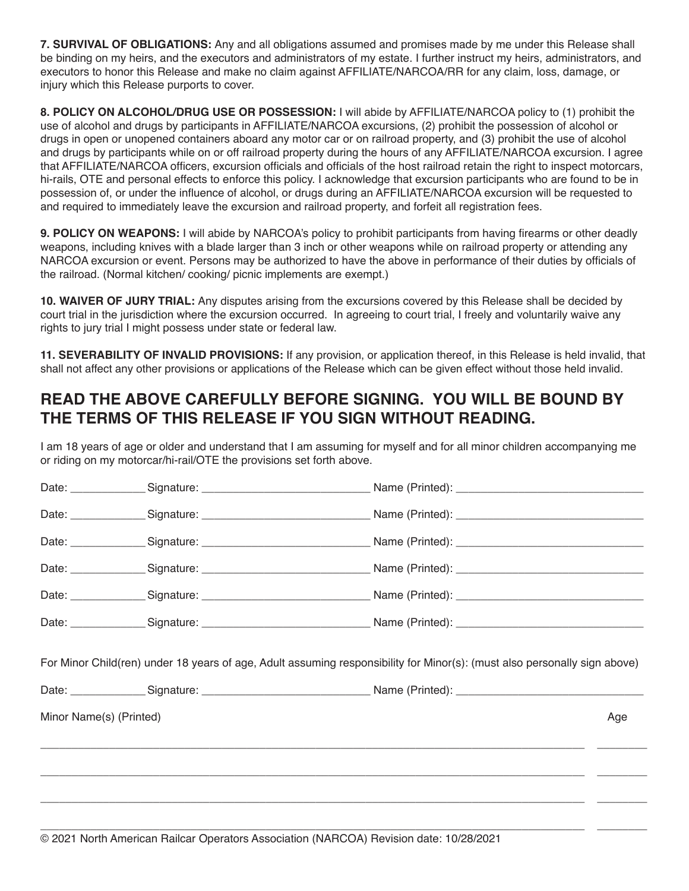**7. SURVIVAL OF OBLIGATIONS:** Any and all obligations assumed and promises made by me under this Release shall be binding on my heirs, and the executors and administrators of my estate. I further instruct my heirs, administrators, and executors to honor this Release and make no claim against AFFILIATE/NARCOA/RR for any claim, loss, damage, or injury which this Release purports to cover.

**8. POLICY ON ALCOHOL/DRUG USE OR POSSESSION:** I will abide by AFFILIATE/NARCOA policy to (1) prohibit the use of alcohol and drugs by participants in AFFILIATE/NARCOA excursions, (2) prohibit the possession of alcohol or drugs in open or unopened containers aboard any motor car or on railroad property, and (3) prohibit the use of alcohol and drugs by participants while on or off railroad property during the hours of any AFFILIATE/NARCOA excursion. I agree that AFFILIATE/NARCOA officers, excursion officials and officials of the host railroad retain the right to inspect motorcars, hi-rails, OTE and personal effects to enforce this policy. I acknowledge that excursion participants who are found to be in possession of, or under the influence of alcohol, or drugs during an AFFILIATE/NARCOA excursion will be requested to and required to immediately leave the excursion and railroad property, and forfeit all registration fees.

**9. POLICY ON WEAPONS:** I will abide by NARCOA's policy to prohibit participants from having firearms or other deadly weapons, including knives with a blade larger than 3 inch or other weapons while on railroad property or attending any NARCOA excursion or event. Persons may be authorized to have the above in performance of their duties by officials of the railroad. (Normal kitchen/ cooking/ picnic implements are exempt.)

**10. WAIVER OF JURY TRIAL:** Any disputes arising from the excursions covered by this Release shall be decided by court trial in the jurisdiction where the excursion occurred. In agreeing to court trial, I freely and voluntarily waive any rights to jury trial I might possess under state or federal law.

**11. SEVERABILITY OF INVALID PROVISIONS:** If any provision, or application thereof, in this Release is held invalid, that shall not affect any other provisions or applications of the Release which can be given effect without those held invalid.

## READ THE ABOVE CAREFULLY BEFORE SIGNING. YOU WILL BE BOUND BY THE TERMS OF THIS RELEASE IF YOU SIGN WITHOUT READING.

I am 18 years of age or older and understand that I am assuming for myself and for all minor children accompanying me or riding on my motorcar/hi-rail/OTE the provisions set forth above.

Date: ____________ Signature: ___________________________ Name (Printed): ______________________________

Date: ____________ Signature: ___________________________ Name (Printed): ______________________________

Date: ____________ Signature: ___________________________ Name (Printed): ______________________________

Date: ____________ Signature: ___________________________ Name (Printed): ______________________________

Date: ____________ Signature: ___________________________ Name (Printed): ______________________________

Date: ____________ Signature: ___________________________ Name (Printed): ______________________________

For Minor Child(ren) under 18 years of age, Adult assuming responsibility for Minor(s): (must also personally sign above)

Date: ____________ Signature: ___________________________ Name (Printed): ______________________________

| Minor Name(s) (Printed) | Age |
|---|---|
| | |
| | |
| | |
| | |

© 2021 North American Railcar Operators Association (NARCOA) Revision date: 10/28/2021